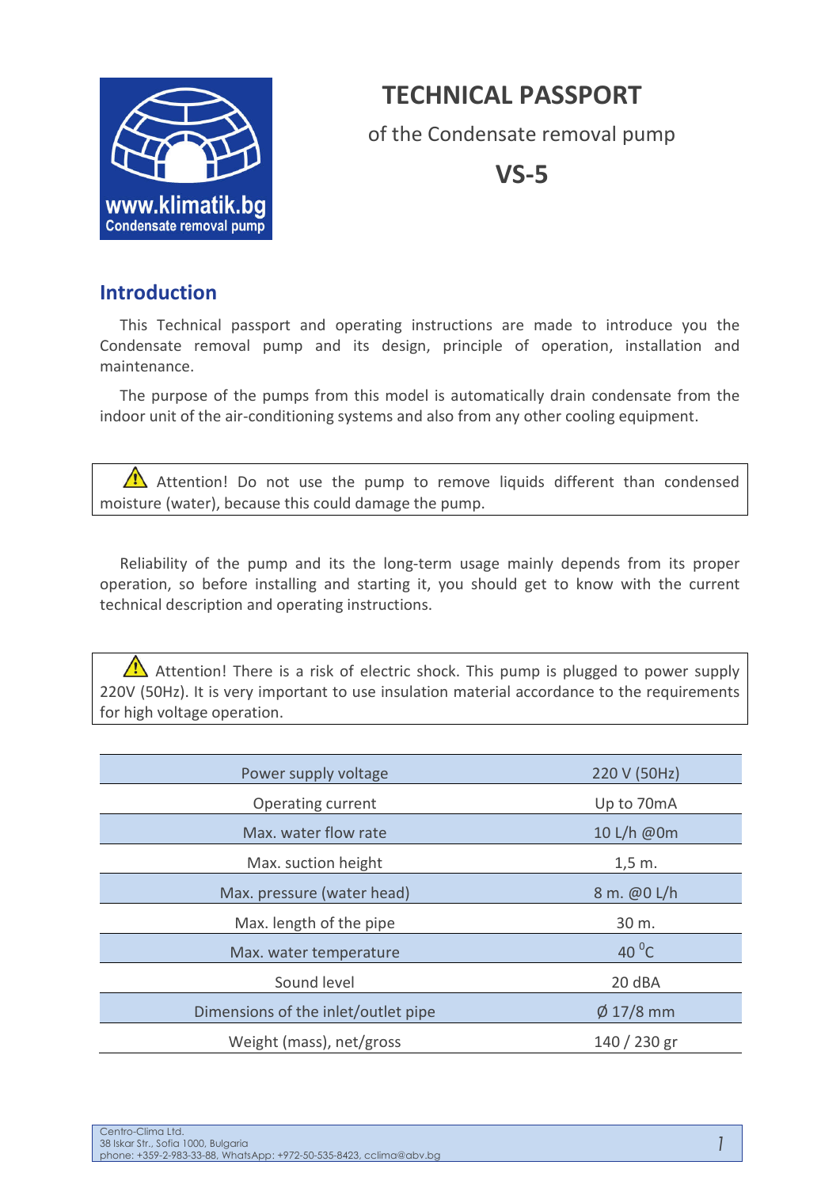# TECHNICAL PASSPORT

of the Condensate removal pump

**VS-5**

## Introduction

This Technical passport and operating instructions are made to introduce you the Condensate removal pump and its design, principle of operation, installation and maintenance.

The purpose of the pumps from this model is automatically drain condensate from the indoor unit of the air-conditioning systems and also from any other cooling equipment.

> ⚠ Attention! Do not use the pump to remove liquids different than condensed moisture (water), because this could damage the pump.

Reliability of the pump and its the long-term usage mainly depends from its proper operation, so before installing and starting it, you should get to know with the current technical description and operating instructions.

> ⚠ Attention! There is a risk of electric shock. This pump is plugged to power supply 220V (50Hz). It is very important to use insulation material accordance to the requirements for high voltage operation.

| Parameter | Value |
| --- | --- |
| Power supply voltage | 220 V (50Hz) |
| Operating current | Up to 70mA |
| Max. water flow rate | 10 L/h @0m |
| Max. suction height | 1,5 m. |
| Max. pressure (water head) | 8 m. @0 L/h |
| Max. length of the pipe | 30 m. |
| Max. water temperature | 40 $^0$C |
| Sound level | 20 dBA |
| Dimensions of the inlet/outlet pipe | Ø 17/8 mm |
| Weight (mass), net/gross | 140 / 230 gr |

Centro-Clima Ltd.
38 Iskar Str., Sofia 1000, Bulgaria
phone: +359-2-983-33-88, WhatsApp: +972-50-535-8423, cclima@abv.bg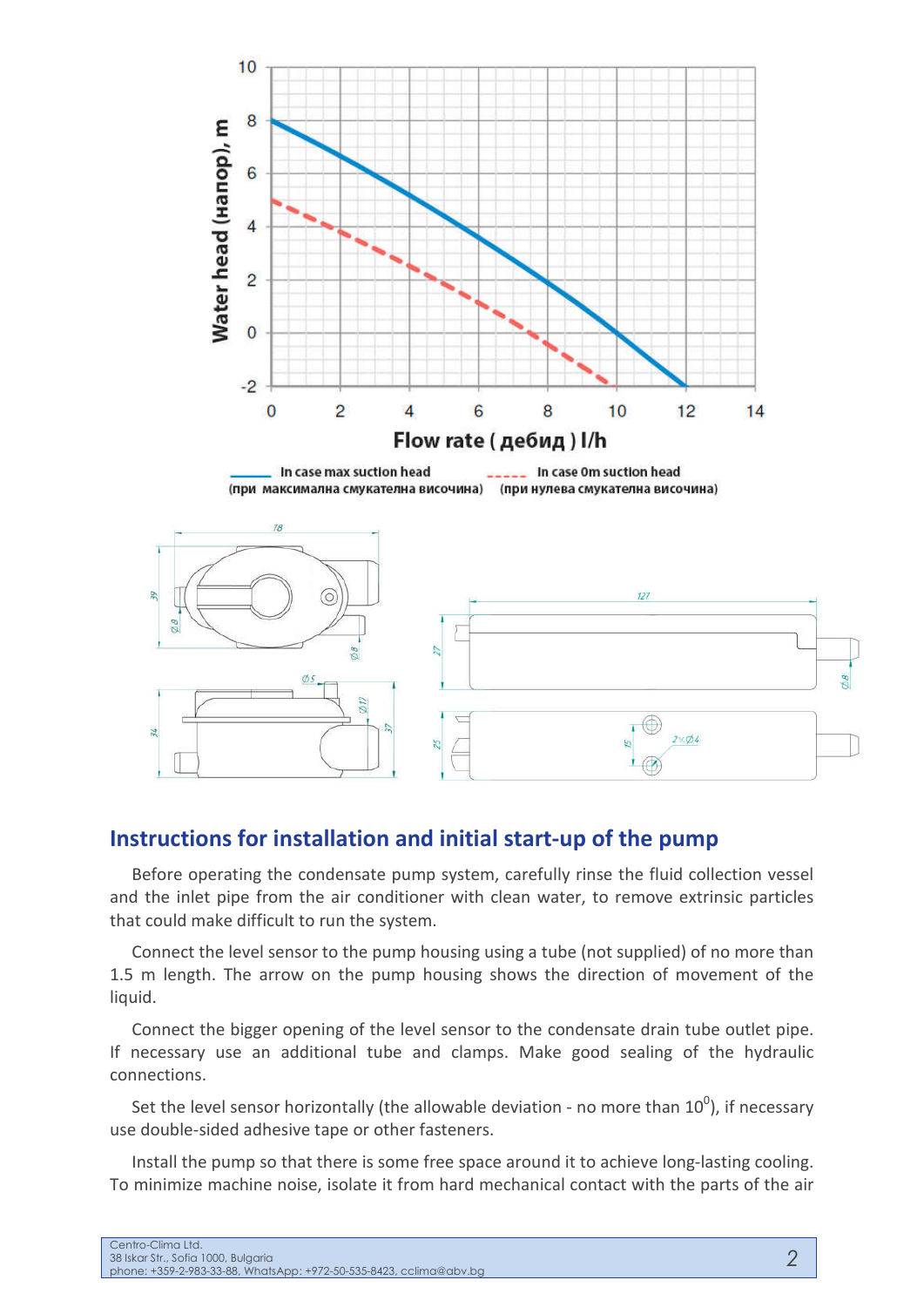## Instructions for installation and initial start-up of the pump

Before operating the condensate pump system, carefully rinse the fluid collection vessel and the inlet pipe from the air conditioner with clean water, to remove extrinsic particles that could make difficult to run the system.

Connect the level sensor to the pump housing using a tube (not supplied) of no more than 1.5 m length. The arrow on the pump housing shows the direction of movement of the liquid.

Connect the bigger opening of the level sensor to the condensate drain tube outlet pipe. If necessary use an additional tube and clamps. Make good sealing of the hydraulic connections.

Set the level sensor horizontally (the allowable deviation - no more than $10^0$), if necessary use double-sided adhesive tape or other fasteners.

Install the pump so that there is some free space around it to achieve long-lasting cooling. To minimize machine noise, isolate it from hard mechanical contact with the parts of the air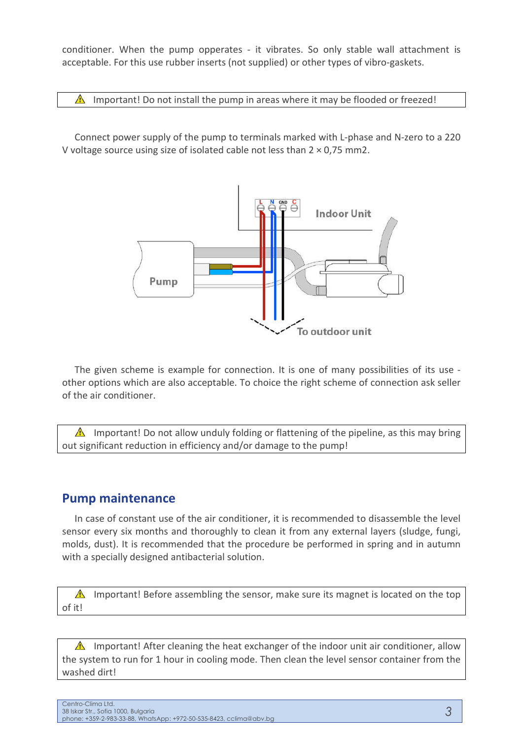conditioner. When the pump opperates - it vibrates. So only stable wall attachment is acceptable. For this use rubber inserts (not supplied) or other types of vibro-gaskets.

⚠ Important! Do not install the pump in areas where it may be flooded or freezed!

Connect power supply of the pump to terminals marked with L-phase and N-zero to a 220 V voltage source using size of isolated cable not less than 2 × 0,75 mm2.

The given scheme is example for connection. It is one of many possibilities of its use - other options which are also acceptable. To choice the right scheme of connection ask seller of the air conditioner.

⚠ Important! Do not allow unduly folding or flattening of the pipeline, as this may bring out significant reduction in efficiency and/or damage to the pump!

## Pump maintenance

In case of constant use of the air conditioner, it is recommended to disassemble the level sensor every six months and thoroughly to clean it from any external layers (sludge, fungi, molds, dust). It is recommended that the procedure be performed in spring and in autumn with a specially designed antibacterial solution.

⚠ Important! Before assembling the sensor, make sure its magnet is located on the top of it!

⚠ Important! After cleaning the heat exchanger of the indoor unit air conditioner, allow the system to run for 1 hour in cooling mode. Then clean the level sensor container from the washed dirt!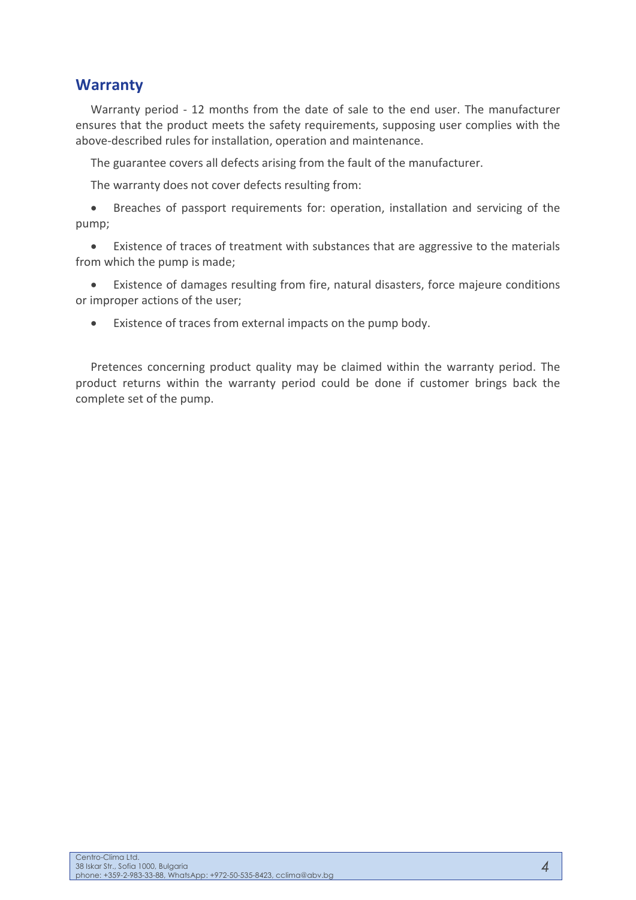## Warranty

Warranty period - 12 months from the date of sale to the end user. The manufacturer ensures that the product meets the safety requirements, supposing user complies with the above-described rules for installation, operation and maintenance.

The guarantee covers all defects arising from the fault of the manufacturer.

The warranty does not cover defects resulting from:

- Breaches of passport requirements for: operation, installation and servicing of the pump;
- Existence of traces of treatment with substances that are aggressive to the materials from which the pump is made;
- Existence of damages resulting from fire, natural disasters, force majeure conditions or improper actions of the user;
- Existence of traces from external impacts on the pump body.

Pretences concerning product quality may be claimed within the warranty period. The product returns within the warranty period could be done if customer brings back the complete set of the pump.